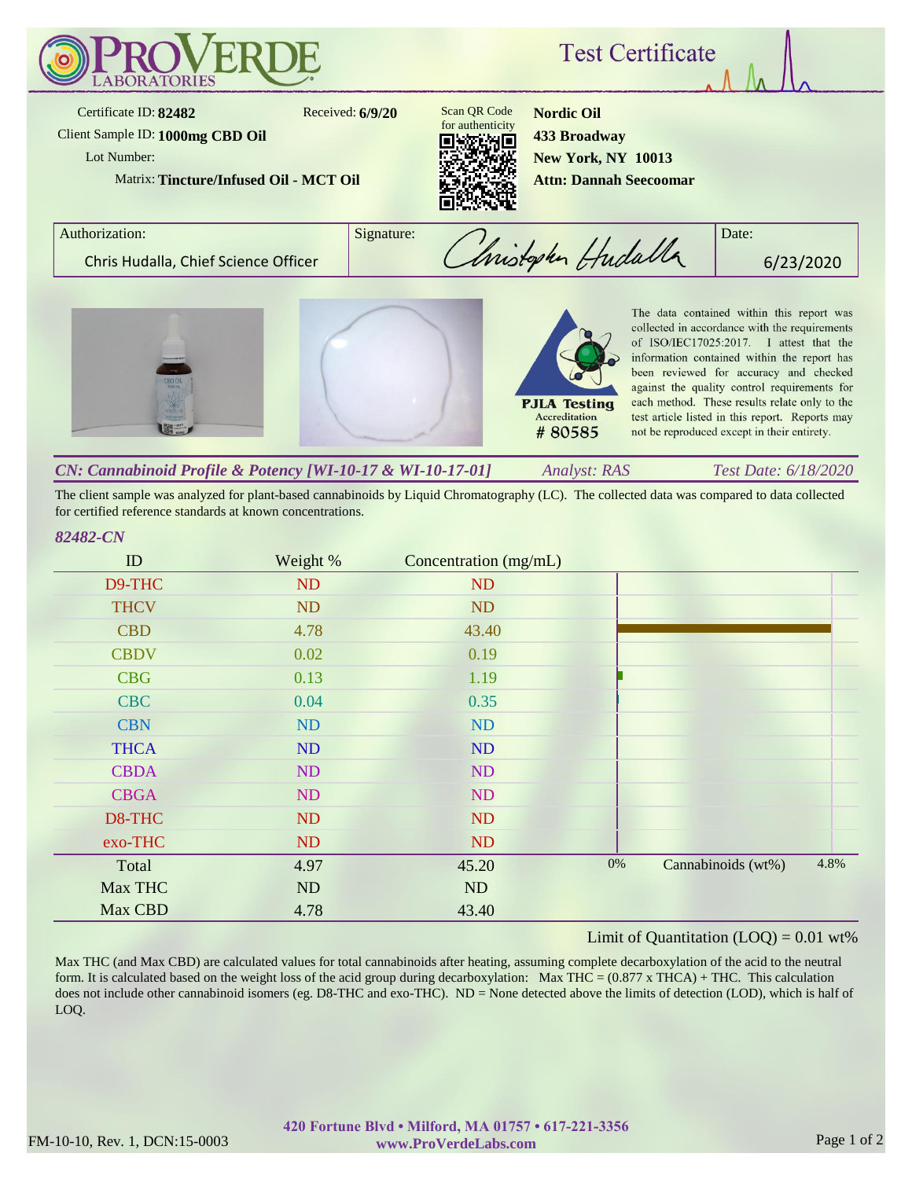# ProVerde Laboratories

## Test Certificate

Certificate ID: **82482** Received: **6/9/20**

Client Sample ID: **1000mg CBD Oil**

Lot Number:

Matrix: **Tincture/Infused Oil - MCT Oil**

Scan QR Code for authenticity

**Nordic Oil**
**433 Broadway**
**New York, NY 10013**
**Attn: Dannah Seecoomar**

| Authorization: | Signature: | Date: |
|---|---|---|
| Chris Hudalla, Chief Science Officer | Christopher Hudalla | 6/23/2020 |

PJLA Testing Accreditation # 80585

The data contained within this report was collected in accordance with the requirements of ISO/IEC17025:2017. I attest that the information contained within the report has been reviewed for accuracy and checked against the quality control requirements for each method. These results relate only to the test article listed in this report. Reports may not be reproduced except in their entirety.

### *CN: Cannabinoid Profile & Potency [WI-10-17 & WI-10-17-01]* — *Analyst: RAS* — *Test Date: 6/18/2020*

The client sample was analyzed for plant-based cannabinoids by Liquid Chromatography (LC). The collected data was compared to data collected for certified reference standards at known concentrations.

*82482-CN*

| ID | Weight % | Concentration (mg/mL) |
|---|---|---|
| D9-THC | ND | ND |
| THCV | ND | ND |
| CBD | 4.78 | 43.40 |
| CBDV | 0.02 | 0.19 |
| CBG | 0.13 | 1.19 |
| CBC | 0.04 | 0.35 |
| CBN | ND | ND |
| THCA | ND | ND |
| CBDA | ND | ND |
| CBGA | ND | ND |
| D8-THC | ND | ND |
| exo-THC | ND | ND |
| Total | 4.97 | 45.20 |
| Max THC | ND | ND |
| Max CBD | 4.78 | 43.40 |

Cannabinoids (wt%): 0% – 4.8%

Limit of Quantitation (LOQ) = 0.01 wt%

Max THC (and Max CBD) are calculated values for total cannabinoids after heating, assuming complete decarboxylation of the acid to the neutral form. It is calculated based on the weight loss of the acid group during decarboxylation: Max THC = (0.877 x THCA) + THC. This calculation does not include other cannabinoid isomers (eg. D8-THC and exo-THC). ND = None detected above the limits of detection (LOD), which is half of LOQ.

FM-10-10, Rev. 1, DCN:15-0003

**420 Fortune Blvd • Milford, MA 01757 • 617-221-3356**
**www.ProVerdeLabs.com**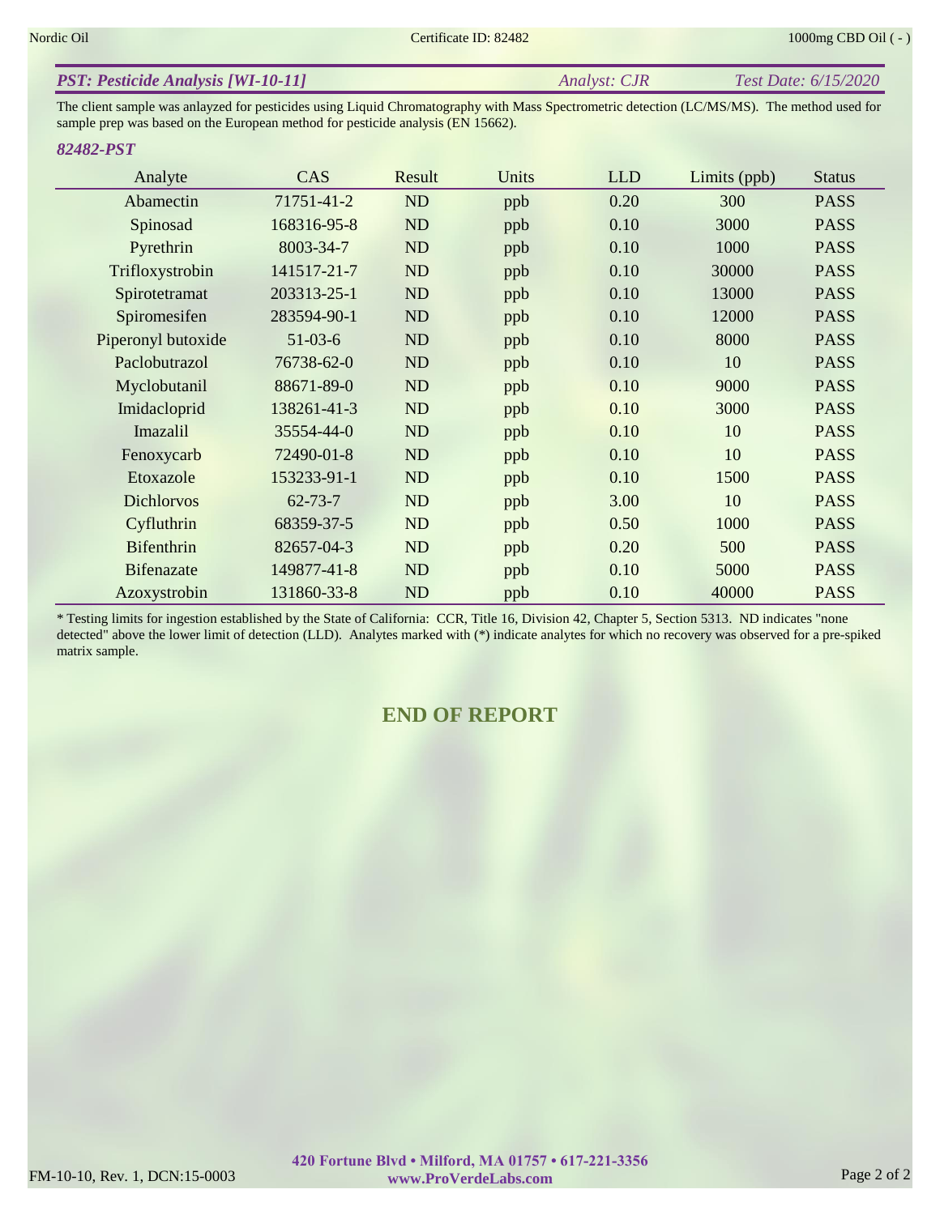## *PST: Pesticide Analysis [WI-10-11]*

*Analyst: CJR* *Test Date: 6/15/2020*

The client sample was anlayzed for pesticides using Liquid Chromatography with Mass Spectrometric detection (LC/MS/MS). The method used for sample prep was based on the European method for pesticide analysis (EN 15662).

### *82482-PST*

| Analyte | CAS | Result | Units | LLD | Limits (ppb) | Status |
|---|---|---|---|---|---|---|
| Abamectin | 71751-41-2 | ND | ppb | 0.20 | 300 | PASS |
| Spinosad | 168316-95-8 | ND | ppb | 0.10 | 3000 | PASS |
| Pyrethrin | 8003-34-7 | ND | ppb | 0.10 | 1000 | PASS |
| Trifloxystrobin | 141517-21-7 | ND | ppb | 0.10 | 30000 | PASS |
| Spirotetramat | 203313-25-1 | ND | ppb | 0.10 | 13000 | PASS |
| Spiromesifen | 283594-90-1 | ND | ppb | 0.10 | 12000 | PASS |
| Piperonyl butoxide | 51-03-6 | ND | ppb | 0.10 | 8000 | PASS |
| Paclobutrazol | 76738-62-0 | ND | ppb | 0.10 | 10 | PASS |
| Myclobutanil | 88671-89-0 | ND | ppb | 0.10 | 9000 | PASS |
| Imidacloprid | 138261-41-3 | ND | ppb | 0.10 | 3000 | PASS |
| Imazalil | 35554-44-0 | ND | ppb | 0.10 | 10 | PASS |
| Fenoxycarb | 72490-01-8 | ND | ppb | 0.10 | 10 | PASS |
| Etoxazole | 153233-91-1 | ND | ppb | 0.10 | 1500 | PASS |
| Dichlorvos | 62-73-7 | ND | ppb | 3.00 | 10 | PASS |
| Cyfluthrin | 68359-37-5 | ND | ppb | 0.50 | 1000 | PASS |
| Bifenthrin | 82657-04-3 | ND | ppb | 0.20 | 500 | PASS |
| Bifenazate | 149877-41-8 | ND | ppb | 0.10 | 5000 | PASS |
| Azoxystrobin | 131860-33-8 | ND | ppb | 0.10 | 40000 | PASS |

* Testing limits for ingestion established by the State of California: CCR, Title 16, Division 42, Chapter 5, Section 5313. ND indicates "none detected" above the lower limit of detection (LLD). Analytes marked with (*) indicate analytes for which no recovery was observed for a pre-spiked matrix sample.

## END OF REPORT

**420 Fortune Blvd • Milford, MA 01757 • 617-221-3356**
**www.ProVerdeLabs.com**